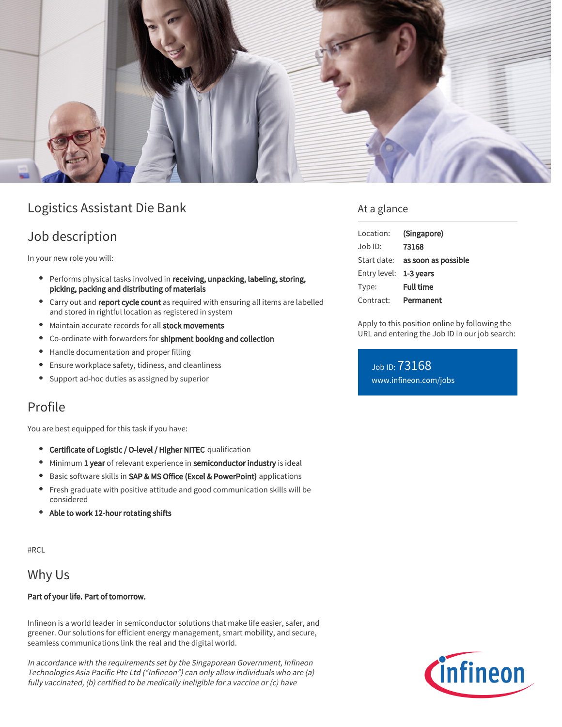# Logistics Assistant Die Bank

## Job description

In your new role you will:

- Performs physical tasks involved in **receiving, unpacking, labeling, storing, picking, packing and distributing of materials**
- Carry out and **report cycle count** as required with ensuring all items are labelled and stored in rightful location as registered in system
- Maintain accurate records for all **stock movements**
- Co-ordinate with forwarders for **shipment booking and collection**
- Handle documentation and proper filling
- Ensure workplace safety, tidiness, and cleanliness
- Support ad-hoc duties as assigned by superior

## Profile

You are best equipped for this task if you have:

- **Certificate of Logistic / O-level / Higher NITEC** qualification
- Minimum **1 year** of relevant experience in **semiconductor industry** is ideal
- Basic software skills in **SAP & MS Office (Excel & PowerPoint)** applications
- Fresh graduate with positive attitude and good communication skills will be considered
- **Able to work 12-hour rotating shifts**

#RCL

## Why Us

**Part of your life. Part of tomorrow.**

Infineon is a world leader in semiconductor solutions that make life easier, safer, and greener. Our solutions for efficient energy management, smart mobility, and secure, seamless communications link the real and the digital world.

*In accordance with the requirements set by the Singaporean Government, Infineon Technologies Asia Pacific Pte Ltd ("Infineon") can only allow individuals who are (a) fully vaccinated, (b) certified to be medically ineligible for a vaccine or (c) have*

## At a glance

| | |
|---|---|
| Location: | **(Singapore)** |
| Job ID: | **73168** |
| Start date: | **as soon as possible** |
| Entry level: | **1-3 years** |
| Type: | **Full time** |
| Contract: | **Permanent** |

Apply to this position online by following the URL and entering the Job ID in our job search:

Job ID: 73168
www.infineon.com/jobs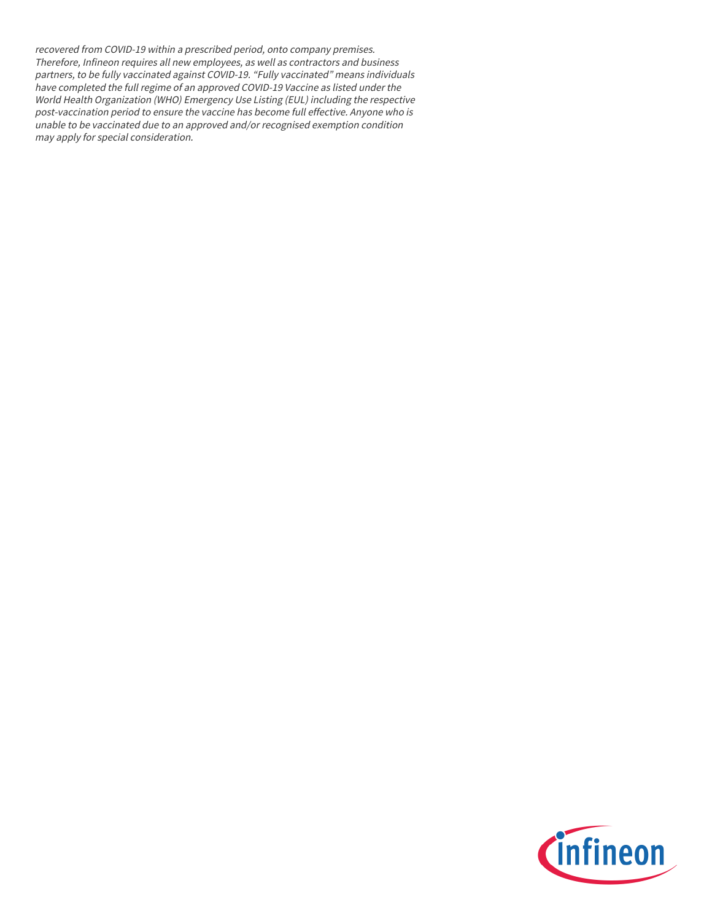*recovered from COVID-19 within a prescribed period, onto company premises. Therefore, Infineon requires all new employees, as well as contractors and business partners, to be fully vaccinated against COVID-19. "Fully vaccinated" means individuals have completed the full regime of an approved COVID-19 Vaccine as listed under the World Health Organization (WHO) Emergency Use Listing (EUL) including the respective post-vaccination period to ensure the vaccine has become full effective. Anyone who is unable to be vaccinated due to an approved and/or recognised exemption condition may apply for special consideration.*